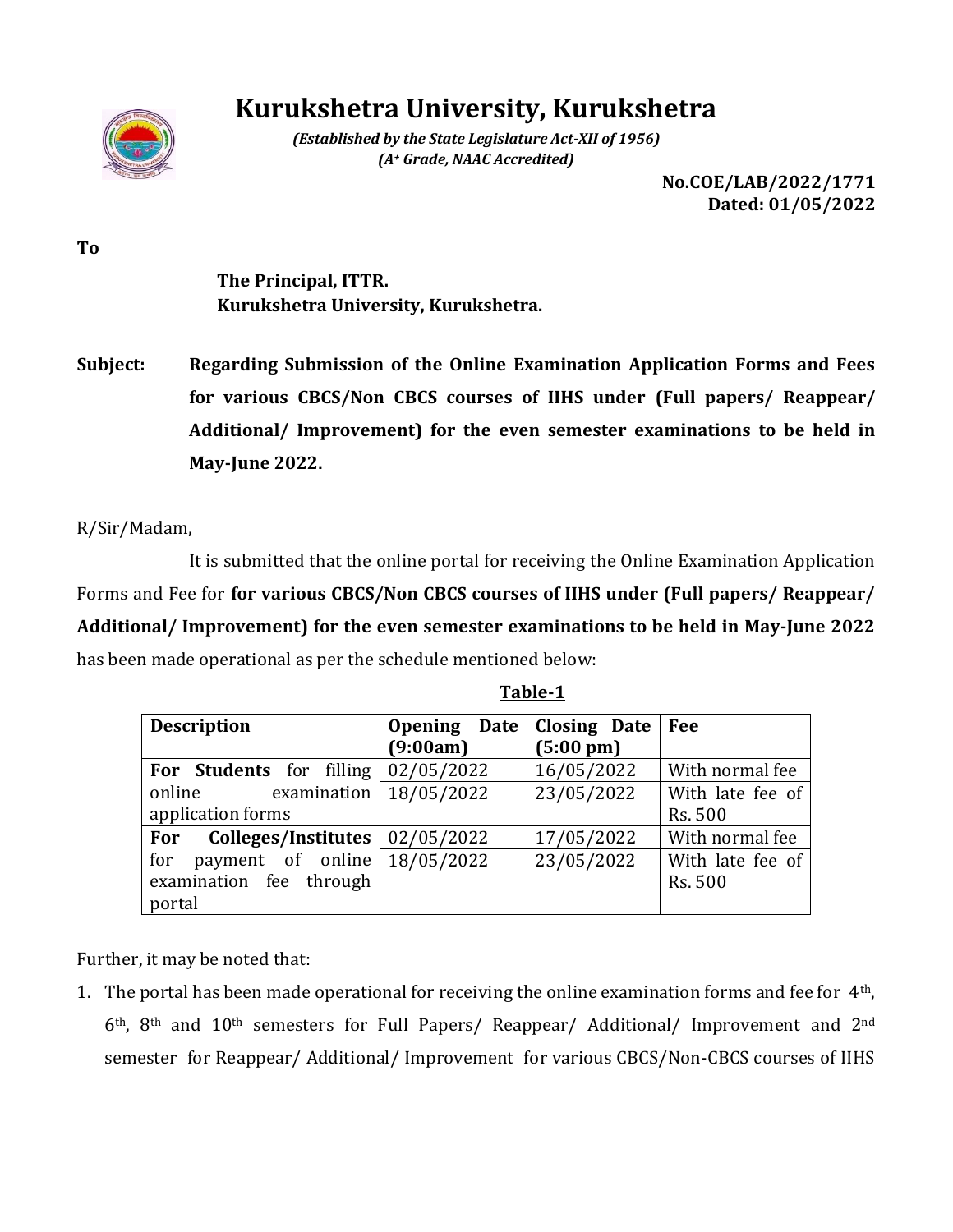# Kurukshetra University, Kurukshetra

*(Established by the State Legislature Act-XII of 1956)*
*(A+ Grade, NAAC Accredited)*

**No.COE/LAB/2022/1771**
**Dated: 01/05/2022**

**To**

**The Principal, ITTR.**
**Kurukshetra University, Kurukshetra.**

**Subject:** **Regarding Submission of the Online Examination Application Forms and Fees for various CBCS/Non CBCS courses of IIHS under (Full papers/ Reappear/ Additional/ Improvement) for the even semester examinations to be held in May-June 2022.**

R/Sir/Madam,

It is submitted that the online portal for receiving the Online Examination Application Forms and Fee for **for various CBCS/Non CBCS courses of IIHS under (Full papers/ Reappear/ Additional/ Improvement) for the even semester examinations to be held in May-June 2022** has been made operational as per the schedule mentioned below:

**Table-1**

| **Description** | **Opening Date (9:00am)** | **Closing Date (5:00 pm)** | **Fee** |
|---|---|---|---|
| **For Students** for filling online examination application forms | 02/05/2022 | 16/05/2022 | With normal fee |
| | 18/05/2022 | 23/05/2022 | With late fee of Rs. 500 |
| **For Colleges/Institutes** for payment of online examination fee through portal | 02/05/2022 | 17/05/2022 | With normal fee |
| | 18/05/2022 | 23/05/2022 | With late fee of Rs. 500 |

Further, it may be noted that:

1. The portal has been made operational for receiving the online examination forms and fee for 4th, 6th, 8th and 10th semesters for Full Papers/ Reappear/ Additional/ Improvement and 2nd semester for Reappear/ Additional/ Improvement for various CBCS/Non-CBCS courses of IIHS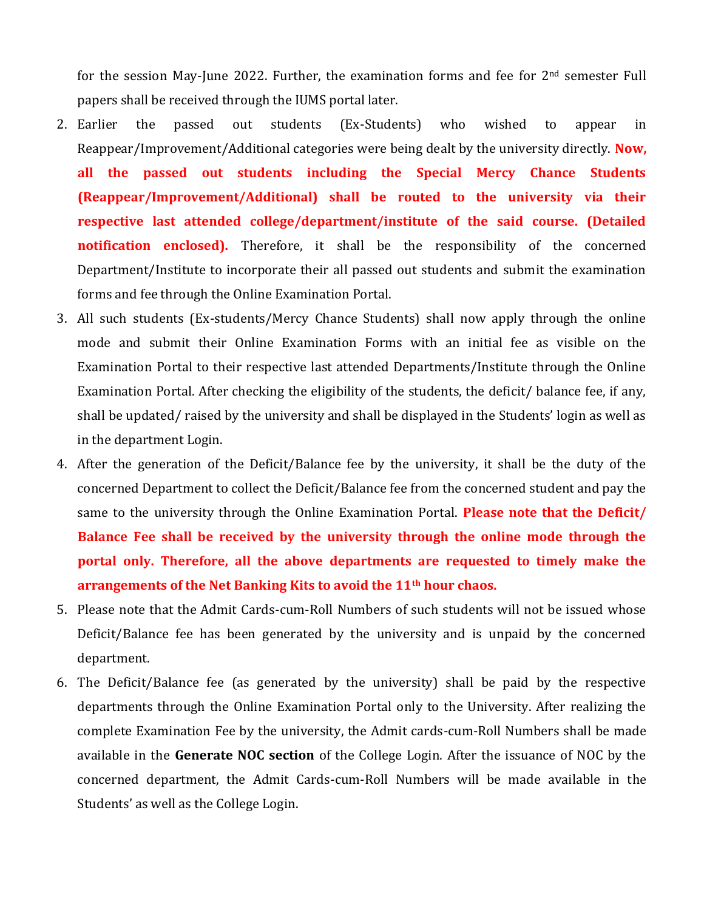for the session May-June 2022. Further, the examination forms and fee for 2nd semester Full papers shall be received through the IUMS portal later.

2. Earlier the passed out students (Ex-Students) who wished to appear in Reappear/Improvement/Additional categories were being dealt by the university directly. **Now, all the passed out students including the Special Mercy Chance Students (Reappear/Improvement/Additional) shall be routed to the university via their respective last attended college/department/institute of the said course. (Detailed notification enclosed).** Therefore, it shall be the responsibility of the concerned Department/Institute to incorporate their all passed out students and submit the examination forms and fee through the Online Examination Portal.
3. All such students (Ex-students/Mercy Chance Students) shall now apply through the online mode and submit their Online Examination Forms with an initial fee as visible on the Examination Portal to their respective last attended Departments/Institute through the Online Examination Portal. After checking the eligibility of the students, the deficit/ balance fee, if any, shall be updated/ raised by the university and shall be displayed in the Students' login as well as in the department Login.
4. After the generation of the Deficit/Balance fee by the university, it shall be the duty of the concerned Department to collect the Deficit/Balance fee from the concerned student and pay the same to the university through the Online Examination Portal. **Please note that the Deficit/ Balance Fee shall be received by the university through the online mode through the portal only. Therefore, all the above departments are requested to timely make the arrangements of the Net Banking Kits to avoid the 11th hour chaos.**
5. Please note that the Admit Cards-cum-Roll Numbers of such students will not be issued whose Deficit/Balance fee has been generated by the university and is unpaid by the concerned department.
6. The Deficit/Balance fee (as generated by the university) shall be paid by the respective departments through the Online Examination Portal only to the University. After realizing the complete Examination Fee by the university, the Admit cards-cum-Roll Numbers shall be made available in the **Generate NOC section** of the College Login. After the issuance of NOC by the concerned department, the Admit Cards-cum-Roll Numbers will be made available in the Students' as well as the College Login.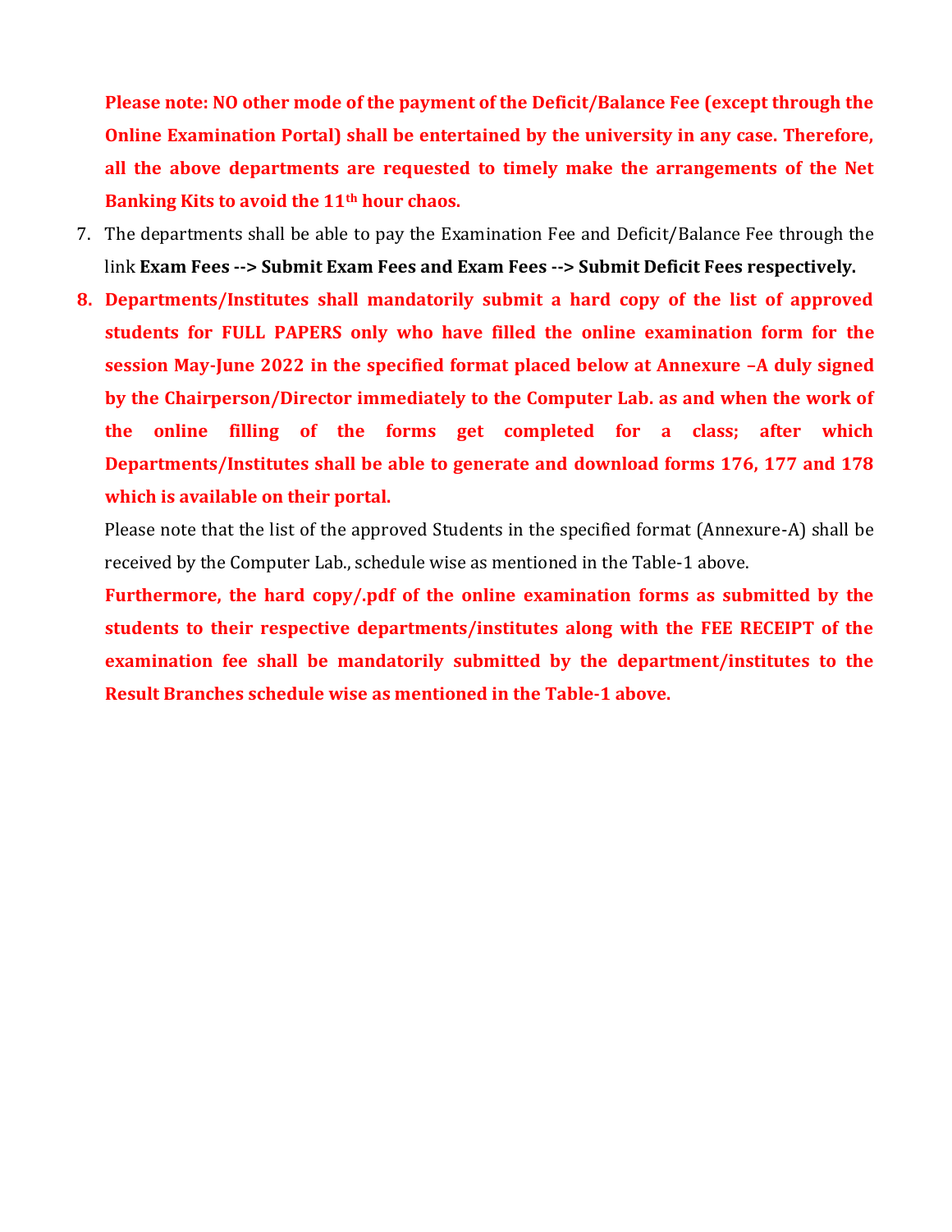**Please note: NO other mode of the payment of the Deficit/Balance Fee (except through the Online Examination Portal) shall be entertained by the university in any case. Therefore, all the above departments are requested to timely make the arrangements of the Net Banking Kits to avoid the 11th hour chaos.**

7. The departments shall be able to pay the Examination Fee and Deficit/Balance Fee through the link **Exam Fees --> Submit Exam Fees and Exam Fees --> Submit Deficit Fees respectively.**
8. **Departments/Institutes shall mandatorily submit a hard copy of the list of approved students for FULL PAPERS only who have filled the online examination form for the session May-June 2022 in the specified format placed below at Annexure –A duly signed by the Chairperson/Director immediately to the Computer Lab. as and when the work of the online filling of the forms get completed for a class; after which Departments/Institutes shall be able to generate and download forms 176, 177 and 178 which is available on their portal.**

   Please note that the list of the approved Students in the specified format (Annexure-A) shall be received by the Computer Lab., schedule wise as mentioned in the Table-1 above.

   **Furthermore, the hard copy/.pdf of the online examination forms as submitted by the students to their respective departments/institutes along with the FEE RECEIPT of the examination fee shall be mandatorily submitted by the department/institutes to the Result Branches schedule wise as mentioned in the Table-1 above.**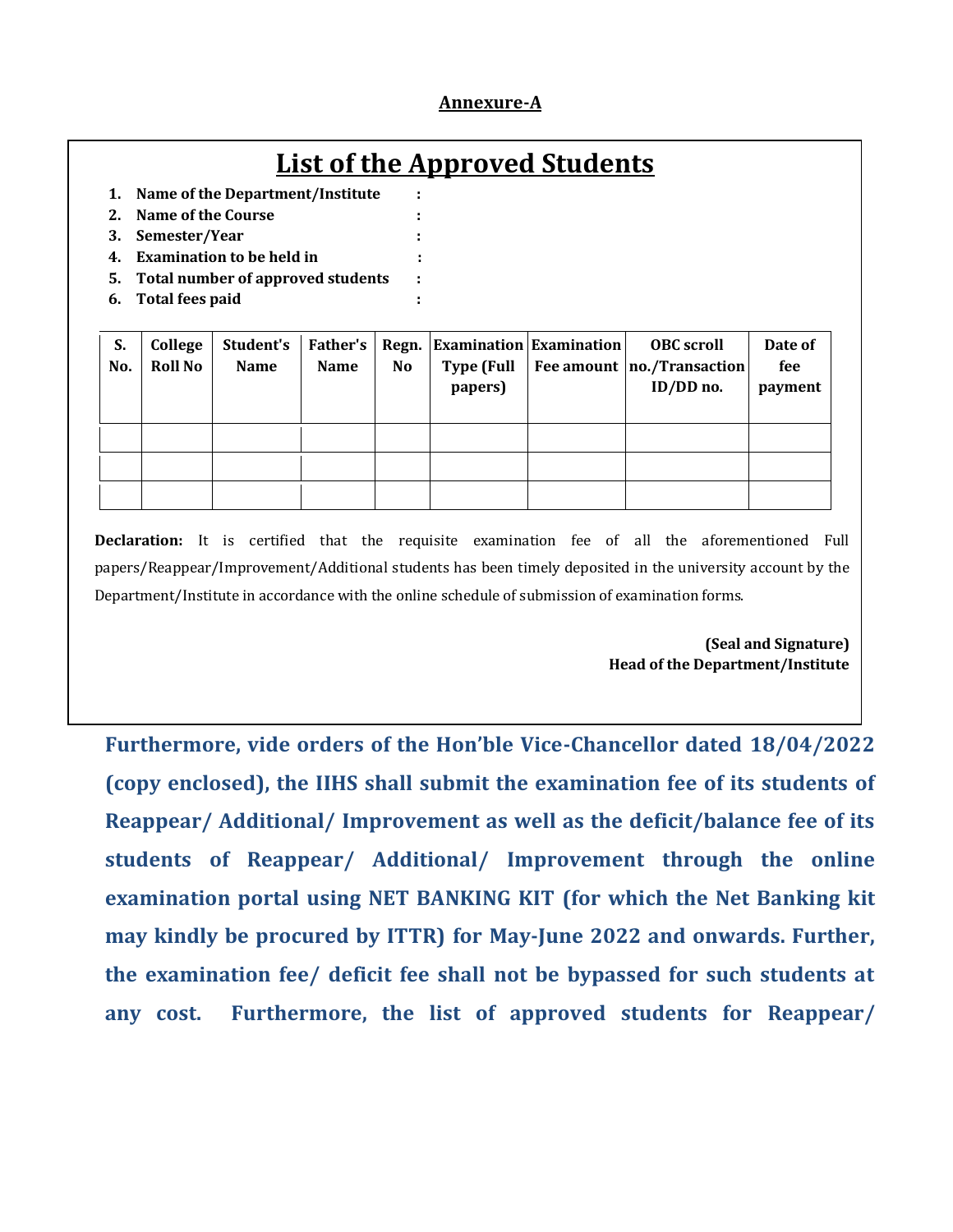**Annexure-A**

# List of the Approved Students

1. **Name of the Department/Institute :**
2. **Name of the Course :**
3. **Semester/Year :**
4. **Examination to be held in :**
5. **Total number of approved students :**
6. **Total fees paid :**

| S. No. | College Roll No | Student's Name | Father's Name | Regn. No | Examination Type (Full papers) | Examination Fee amount | OBC scroll no./Transaction ID/DD no. | Date of fee payment |
|---|---|---|---|---|---|---|---|---|
| | | | | | | | | |
| | | | | | | | | |
| | | | | | | | | |

**Declaration:** It is certified that the requisite examination fee of all the aforementioned Full papers/Reappear/Improvement/Additional students has been timely deposited in the university account by the Department/Institute in accordance with the online schedule of submission of examination forms.

**(Seal and Signature)**
**Head of the Department/Institute**

**Furthermore, vide orders of the Hon'ble Vice-Chancellor dated 18/04/2022 (copy enclosed), the IIHS shall submit the examination fee of its students of Reappear/ Additional/ Improvement as well as the deficit/balance fee of its students of Reappear/ Additional/ Improvement through the online examination portal using NET BANKING KIT (for which the Net Banking kit may kindly be procured by ITTR) for May-June 2022 and onwards. Further, the examination fee/ deficit fee shall not be bypassed for such students at any cost. Furthermore, the list of approved students for Reappear/**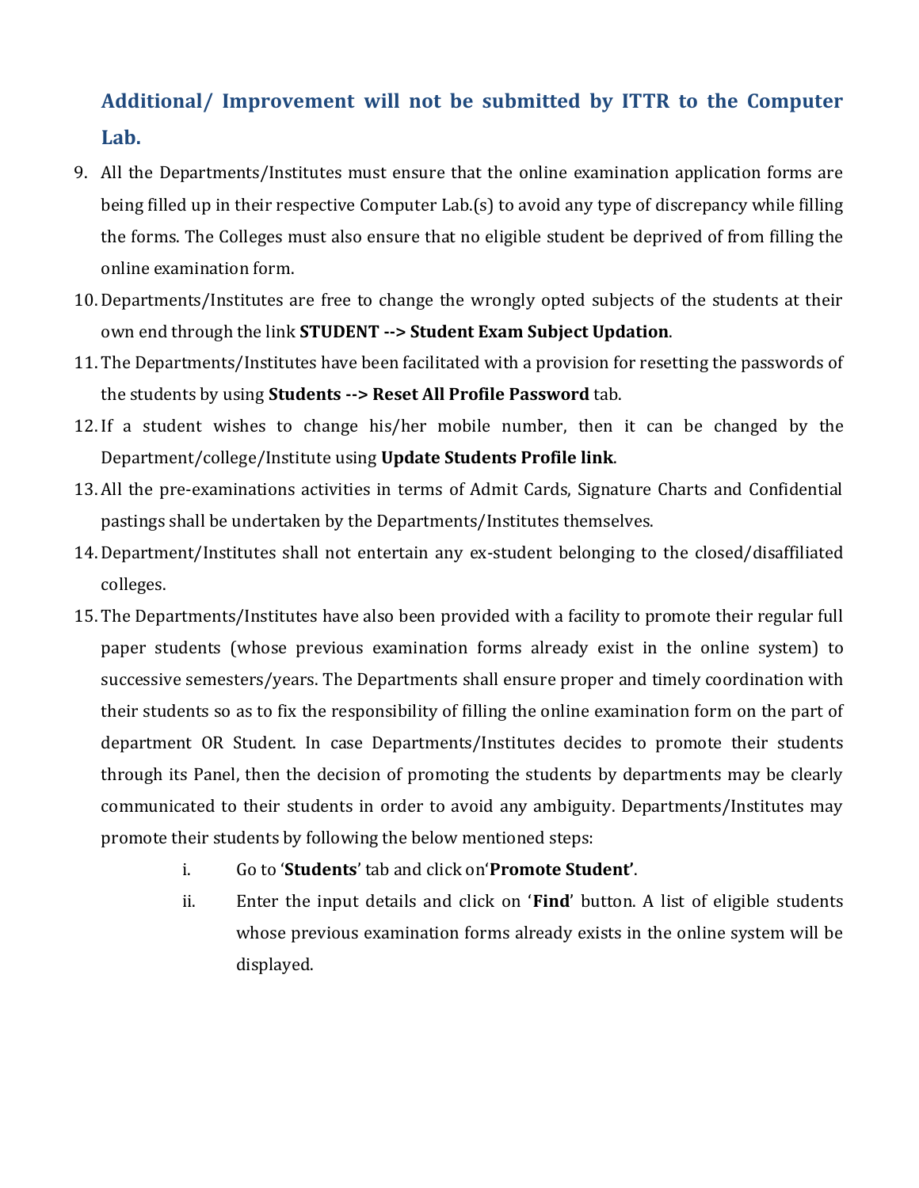**Additional/ Improvement will not be submitted by ITTR to the Computer Lab.**

9. All the Departments/Institutes must ensure that the online examination application forms are being filled up in their respective Computer Lab.(s) to avoid any type of discrepancy while filling the forms. The Colleges must also ensure that no eligible student be deprived of from filling the online examination form.
10. Departments/Institutes are free to change the wrongly opted subjects of the students at their own end through the link **STUDENT --> Student Exam Subject Updation**.
11. The Departments/Institutes have been facilitated with a provision for resetting the passwords of the students by using **Students --> Reset All Profile Password** tab.
12. If a student wishes to change his/her mobile number, then it can be changed by the Department/college/Institute using **Update Students Profile link**.
13. All the pre-examinations activities in terms of Admit Cards, Signature Charts and Confidential pastings shall be undertaken by the Departments/Institutes themselves.
14. Department/Institutes shall not entertain any ex-student belonging to the closed/disaffiliated colleges.
15. The Departments/Institutes have also been provided with a facility to promote their regular full paper students (whose previous examination forms already exist in the online system) to successive semesters/years. The Departments shall ensure proper and timely coordination with their students so as to fix the responsibility of filling the online examination form on the part of department OR Student. In case Departments/Institutes decides to promote their students through its Panel, then the decision of promoting the students by departments may be clearly communicated to their students in order to avoid any ambiguity. Departments/Institutes may promote their students by following the below mentioned steps:
    1. Go to '**Students**' tab and click on'**Promote Student'**.
    2. Enter the input details and click on '**Find**' button. A list of eligible students whose previous examination forms already exists in the online system will be displayed.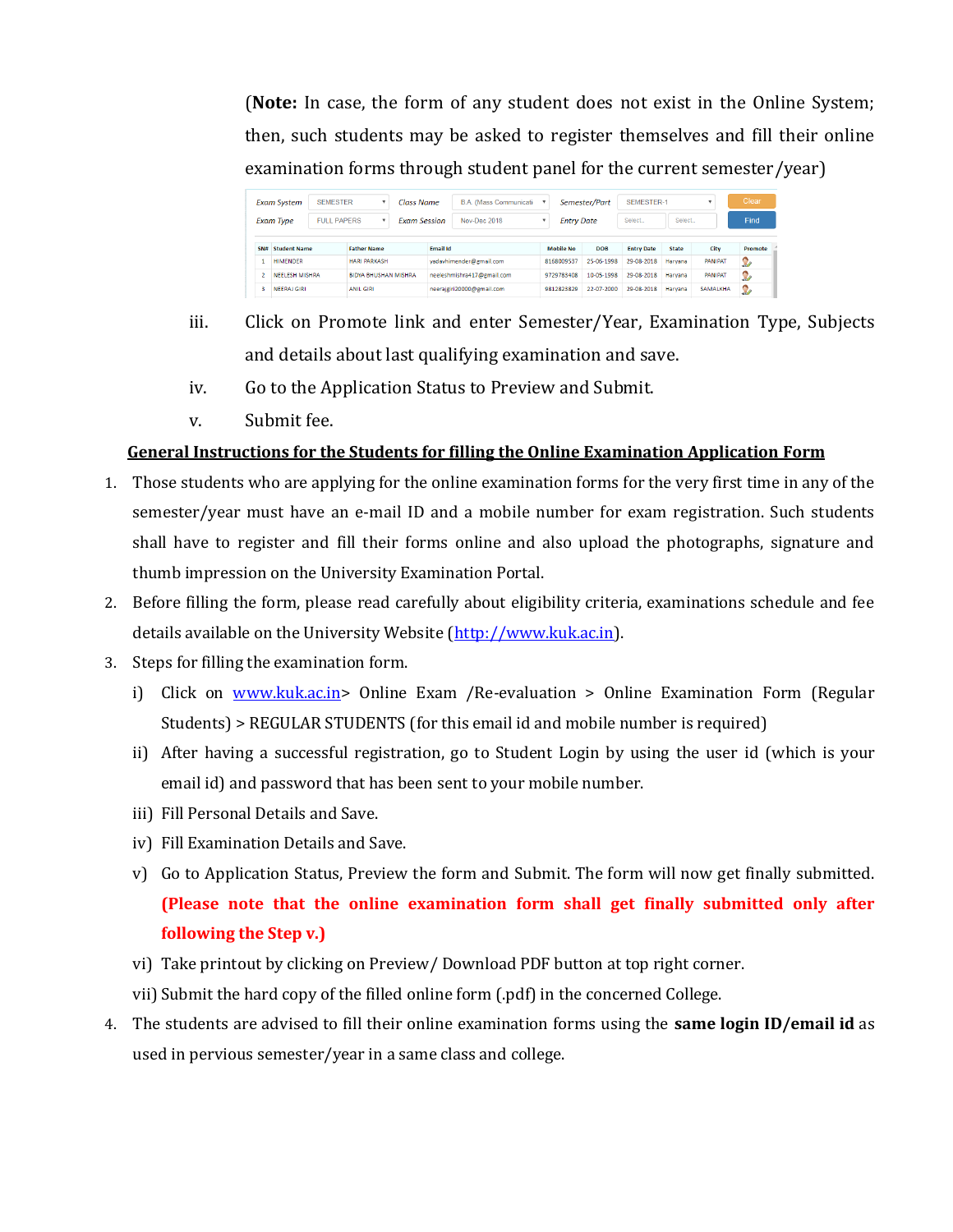(**Note:** In case, the form of any student does not exist in the Online System; then, such students may be asked to register themselves and fill their online examination forms through student panel for the current semester/year)

| Exam System | SEMESTER | Class Name | B.A. (Mass Communicati | Semester/Part | SEMESTER-1 | Clear |
|---|---|---|---|---|---|---|
| Exam Type | FULL PAPERS | Exam Session | Nov-Dec 2018 | Entry Date | Select.. Select.. | Find |

| SN# | Student Name | Father Name | Email Id | Mobile No | DOB | Entry Date | State | City | Promote |
|---|---|---|---|---|---|---|---|---|---|
| 1 | HIMENDER | HARI PARKASH | yadavhimender@gmail.com | 8168009537 | 25-06-1998 | 29-08-2018 | Haryana | PANIPAT | |
| 2 | NEELESH MISHRA | BIDYA BHUSHAN MISHRA | neeleshmishra417@gmail.com | 9729783408 | 10-05-1998 | 29-08-2018 | Haryana | PANIPAT | |
| 3 | NEERAJ GIRI | ANIL GIRI | neerajgiri20000@gmail.com | 9812823829 | 22-07-2000 | 29-08-2018 | Haryana | SAMALKHA | |

iii. Click on Promote link and enter Semester/Year, Examination Type, Subjects and details about last qualifying examination and save.

iv. Go to the Application Status to Preview and Submit.

v. Submit fee.

**General Instructions for the Students for filling the Online Examination Application Form**

1. Those students who are applying for the online examination forms for the very first time in any of the semester/year must have an e-mail ID and a mobile number for exam registration. Such students shall have to register and fill their forms online and also upload the photographs, signature and thumb impression on the University Examination Portal.
2. Before filling the form, please read carefully about eligibility criteria, examinations schedule and fee details available on the University Website (http://www.kuk.ac.in).
3. Steps for filling the examination form.
   i) Click on www.kuk.ac.in> Online Exam /Re-evaluation > Online Examination Form (Regular Students) > REGULAR STUDENTS (for this email id and mobile number is required)
   ii) After having a successful registration, go to Student Login by using the user id (which is your email id) and password that has been sent to your mobile number.
   iii) Fill Personal Details and Save.
   iv) Fill Examination Details and Save.
   v) Go to Application Status, Preview the form and Submit. The form will now get finally submitted. **(Please note that the online examination form shall get finally submitted only after following the Step v.)**
   vi) Take printout by clicking on Preview/ Download PDF button at top right corner.
   vii) Submit the hard copy of the filled online form (.pdf) in the concerned College.
4. The students are advised to fill their online examination forms using the **same login ID/email id** as used in pervious semester/year in a same class and college.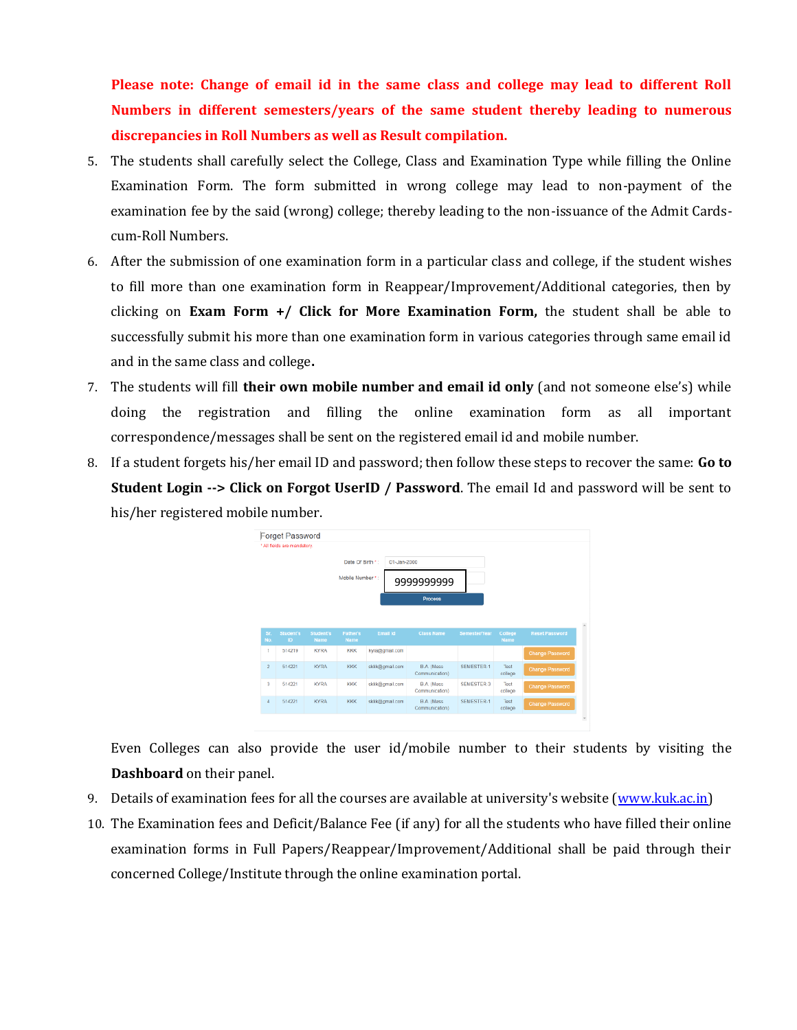**Please note: Change of email id in the same class and college may lead to different Roll Numbers in different semesters/years of the same student thereby leading to numerous discrepancies in Roll Numbers as well as Result compilation.**

5. The students shall carefully select the College, Class and Examination Type while filling the Online Examination Form. The form submitted in wrong college may lead to non-payment of the examination fee by the said (wrong) college; thereby leading to the non-issuance of the Admit Cards-cum-Roll Numbers.
6. After the submission of one examination form in a particular class and college, if the student wishes to fill more than one examination form in Reappear/Improvement/Additional categories, then by clicking on **Exam Form +/ Click for More Examination Form,** the student shall be able to successfully submit his more than one examination form in various categories through same email id and in the same class and college**.**
7. The students will fill **their own mobile number and email id only** (and not someone else's) while doing the registration and filling the online examination form as all important correspondence/messages shall be sent on the registered email id and mobile number.
8. If a student forgets his/her email ID and password; then follow these steps to recover the same: **Go to Student Login --> Click on Forgot UserID / Password**. The email Id and password will be sent to his/her registered mobile number.

   Even Colleges can also provide the user id/mobile number to their students by visiting the **Dashboard** on their panel.
9. Details of examination fees for all the courses are available at university's website (www.kuk.ac.in)
10. The Examination fees and Deficit/Balance Fee (if any) for all the students who have filled their online examination forms in Full Papers/Reappear/Improvement/Additional shall be paid through their concerned College/Institute through the online examination portal.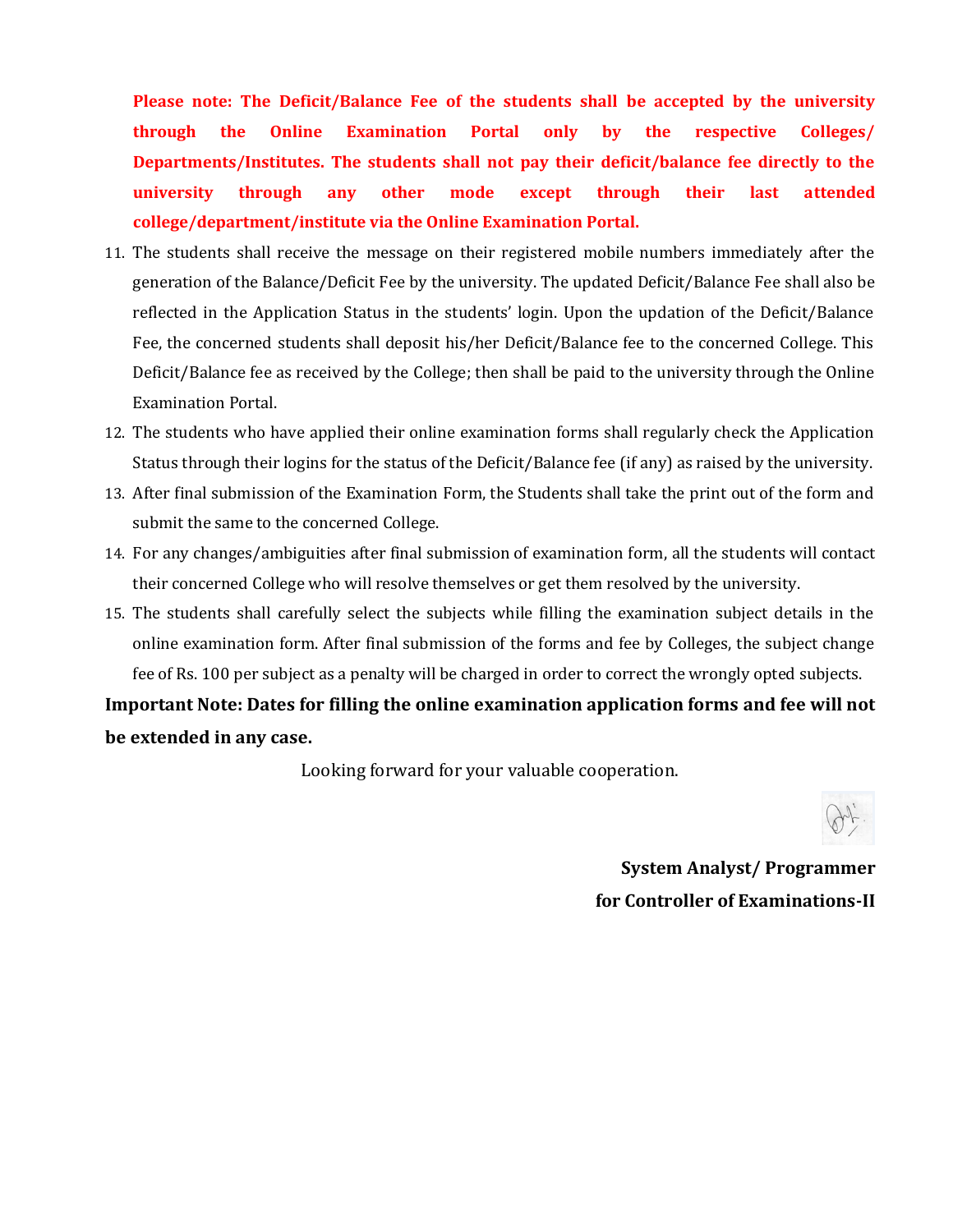**Please note: The Deficit/Balance Fee of the students shall be accepted by the university through the Online Examination Portal only by the respective Colleges/ Departments/Institutes. The students shall not pay their deficit/balance fee directly to the university through any other mode except through their last attended college/department/institute via the Online Examination Portal.**

11. The students shall receive the message on their registered mobile numbers immediately after the generation of the Balance/Deficit Fee by the university. The updated Deficit/Balance Fee shall also be reflected in the Application Status in the students' login. Upon the updation of the Deficit/Balance Fee, the concerned students shall deposit his/her Deficit/Balance fee to the concerned College. This Deficit/Balance fee as received by the College; then shall be paid to the university through the Online Examination Portal.
12. The students who have applied their online examination forms shall regularly check the Application Status through their logins for the status of the Deficit/Balance fee (if any) as raised by the university.
13. After final submission of the Examination Form, the Students shall take the print out of the form and submit the same to the concerned College.
14. For any changes/ambiguities after final submission of examination form, all the students will contact their concerned College who will resolve themselves or get them resolved by the university.
15. The students shall carefully select the subjects while filling the examination subject details in the online examination form. After final submission of the forms and fee by Colleges, the subject change fee of Rs. 100 per subject as a penalty will be charged in order to correct the wrongly opted subjects.

**Important Note: Dates for filling the online examination application forms and fee will not be extended in any case.**

Looking forward for your valuable cooperation.

**System Analyst/ Programmer**
**for Controller of Examinations-II**